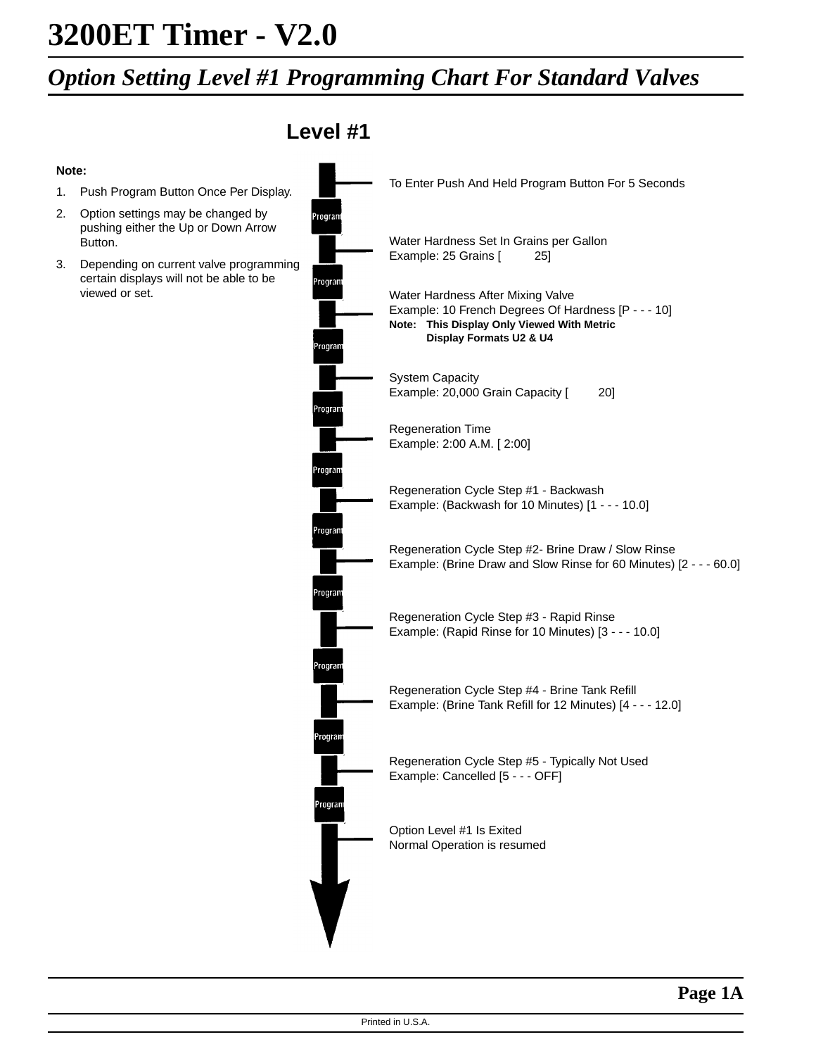# 3200ET Timer - V2.0

## *Option Setting Level #1 Programming Chart For Standard Valves*

### Level #1

**Note:**

1. Push Program Button Once Per Display.
2. Option settings may be changed by pushing either the Up or Down Arrow Button.
3. Depending on current valve programming certain displays will not be able to be viewed or set.

To Enter Push And Held Program Button For 5 Seconds

Program

Water Hardness Set In Grains per Gallon
Example: 25 Grains [ 25]

Program

Water Hardness After Mixing Valve
Example: 10 French Degrees Of Hardness [P - - - 10]
**Note: This Display Only Viewed With Metric Display Formats U2 & U4**

Program

System Capacity
Example: 20,000 Grain Capacity [ 20]

Program

Regeneration Time
Example: 2:00 A.M. [ 2:00]

Program

Regeneration Cycle Step #1 - Backwash
Example: (Backwash for 10 Minutes) [1 - - - 10.0]

Program

Regeneration Cycle Step #2- Brine Draw / Slow Rinse
Example: (Brine Draw and Slow Rinse for 60 Minutes) [2 - - - 60.0]

Program

Regeneration Cycle Step #3 - Rapid Rinse
Example: (Rapid Rinse for 10 Minutes) [3 - - - 10.0]

Program

Regeneration Cycle Step #4 - Brine Tank Refill
Example: (Brine Tank Refill for 12 Minutes) [4 - - - 12.0]

Program

Regeneration Cycle Step #5 - Typically Not Used
Example: Cancelled [5 - - - OFF]

Program

Option Level #1 Is Exited
Normal Operation is resumed

Printed in U.S.A.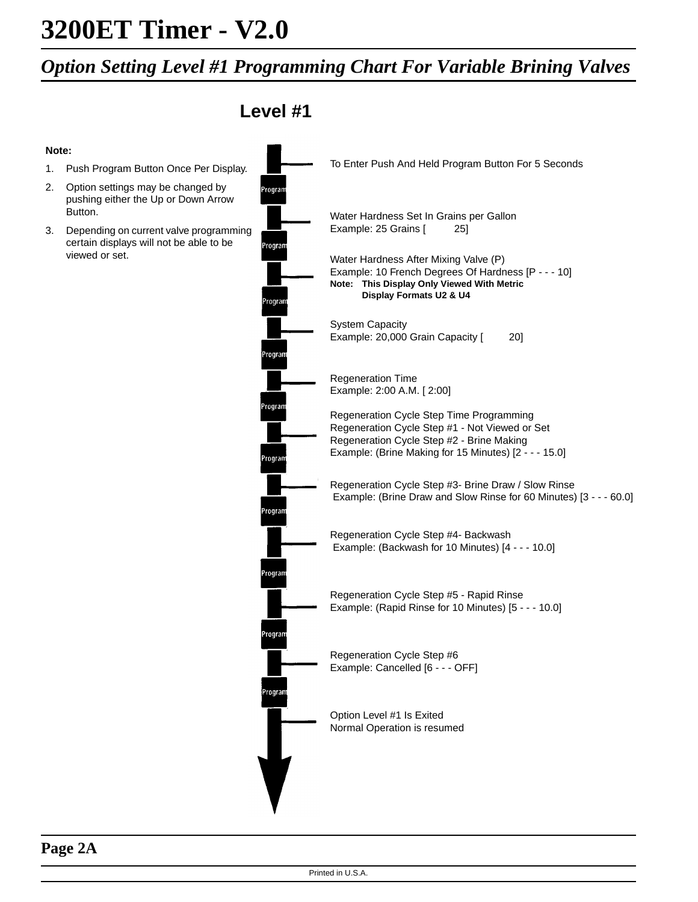# 3200ET Timer - V2.0

## *Option Setting Level #1 Programming Chart For Variable Brining Valves*

### Level #1

**Note:**

1. Push Program Button Once Per Display.
2. Option settings may be changed by pushing either the Up or Down Arrow Button.
3. Depending on current valve programming certain displays will not be able to be viewed or set.

To Enter Push And Held Program Button For 5 Seconds

Program

Water Hardness Set In Grains per Gallon
Example: 25 Grains [ 25]

Program

Water Hardness After Mixing Valve (P)
Example: 10 French Degrees Of Hardness [P - - - 10]
**Note: This Display Only Viewed With Metric Display Formats U2 & U4**

Program

System Capacity
Example: 20,000 Grain Capacity [ 20]

Program

Regeneration Time
Example: 2:00 A.M. [ 2:00]

Program

Regeneration Cycle Step Time Programming
Regeneration Cycle Step #1 - Not Viewed or Set
Regeneration Cycle Step #2 - Brine Making
Example: (Brine Making for 15 Minutes) [2 - - - 15.0]

Program

Regeneration Cycle Step #3- Brine Draw / Slow Rinse
Example: (Brine Draw and Slow Rinse for 60 Minutes) [3 - - - 60.0]

Program

Regeneration Cycle Step #4- Backwash
Example: (Backwash for 10 Minutes) [4 - - - 10.0]

Program

Regeneration Cycle Step #5 - Rapid Rinse
Example: (Rapid Rinse for 10 Minutes) [5 - - - 10.0]

Program

Regeneration Cycle Step #6
Example: Cancelled [6 - - - OFF]

Program

Option Level #1 Is Exited
Normal Operation is resumed

Printed in U.S.A.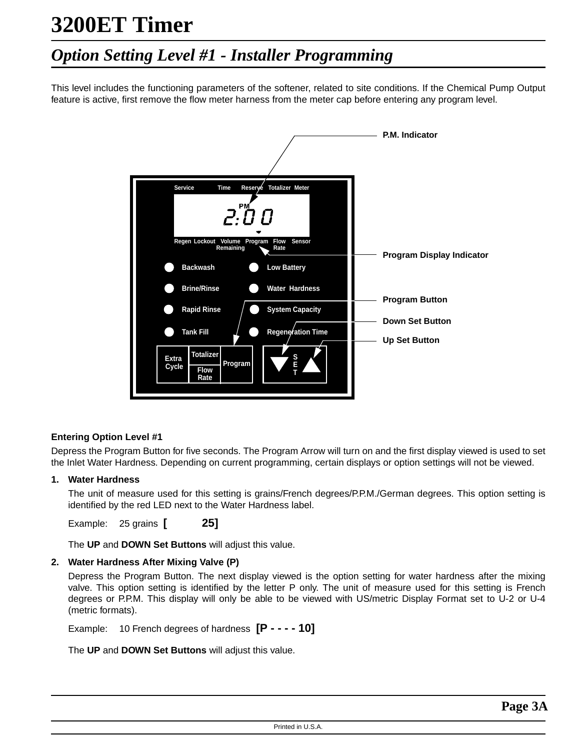# 3200ET Timer

## *Option Setting Level #1 - Installer Programming*

This level includes the functioning parameters of the softener, related to site conditions. If the Chemical Pump Output feature is active, first remove the flow meter harness from the meter cap before entering any program level.

P.M. Indicator

Program Display Indicator

Program Button

Down Set Button

Up Set Button

### Entering Option Level #1

Depress the Program Button for five seconds. The Program Arrow will turn on and the first display viewed is used to set the Inlet Water Hardness. Depending on current programming, certain displays or option settings will not be viewed.

1. **Water Hardness**

   The unit of measure used for this setting is grains/French degrees/P.P.M./German degrees. This option setting is identified by the red LED next to the Water Hardness label.

   Example: 25 grains **[ 25]**

   The **UP** and **DOWN Set Buttons** will adjust this value.

2. **Water Hardness After Mixing Valve (P)**

   Depress the Program Button. The next display viewed is the option setting for water hardness after the mixing valve. This option setting is identified by the letter P only. The unit of measure used for this setting is French degrees or P.P.M. This display will only be able to be viewed with US/metric Display Format set to U-2 or U-4 (metric formats).

   Example: 10 French degrees of hardness **[P - - - - 10]**

   The **UP** and **DOWN Set Buttons** will adjust this value.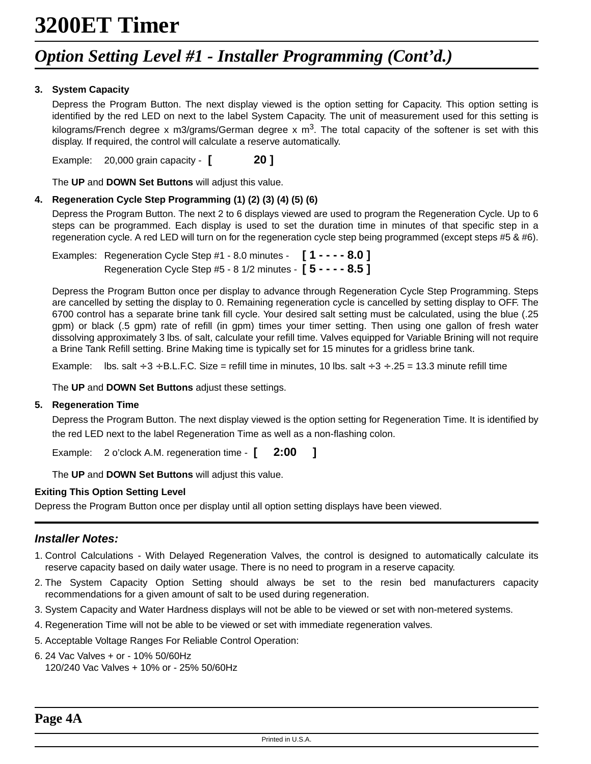# 3200ET Timer

## *Option Setting Level #1 - Installer Programming (Cont'd.)*

**3. System Capacity**

Depress the Program Button. The next display viewed is the option setting for Capacity. This option setting is identified by the red LED on next to the label System Capacity. The unit of measurement used for this setting is kilograms/French degree x m3/grams/German degree x $m^3$. The total capacity of the softener is set with this display. If required, the control will calculate a reserve automatically.

Example: 20,000 grain capacity - **[ 20 ]**

The **UP** and **DOWN Set Buttons** will adjust this value.

**4. Regeneration Cycle Step Programming (1) (2) (3) (4) (5) (6)**

Depress the Program Button. The next 2 to 6 displays viewed are used to program the Regeneration Cycle. Up to 6 steps can be programmed. Each display is used to set the duration time in minutes of that specific step in a regeneration cycle. A red LED will turn on for the regeneration cycle step being programmed (except steps #5 & #6).

Examples: Regeneration Cycle Step #1 - 8.0 minutes - **[ 1 - - - - 8.0 ]**
Regeneration Cycle Step #5 - 8 1/2 minutes - **[ 5 - - - - 8.5 ]**

Depress the Program Button once per display to advance through Regeneration Cycle Step Programming. Steps are cancelled by setting the display to 0. Remaining regeneration cycle is cancelled by setting display to OFF. The 6700 control has a separate brine tank fill cycle. Your desired salt setting must be calculated, using the blue (.25 gpm) or black (.5 gpm) rate of refill (in gpm) times your timer setting. Then using one gallon of fresh water dissolving approximately 3 lbs. of salt, calculate your refill time. Valves equipped for Variable Brining will not require a Brine Tank Refill setting. Brine Making time is typically set for 15 minutes for a gridless brine tank.

Example: lbs. salt ÷3 ÷B.L.F.C. Size = refill time in minutes, 10 lbs. salt ÷3 ÷.25 = 13.3 minute refill time

The **UP** and **DOWN Set Buttons** adjust these settings.

**5. Regeneration Time**

Depress the Program Button. The next display viewed is the option setting for Regeneration Time. It is identified by the red LED next to the label Regeneration Time as well as a non-flashing colon.

Example: 2 o'clock A.M. regeneration time - **[ 2:00 ]**

The **UP** and **DOWN Set Buttons** will adjust this value.

**Exiting This Option Setting Level**

Depress the Program Button once per display until all option setting displays have been viewed.

### *Installer Notes:*

1. Control Calculations - With Delayed Regeneration Valves, the control is designed to automatically calculate its reserve capacity based on daily water usage. There is no need to program in a reserve capacity.
2. The System Capacity Option Setting should always be set to the resin bed manufacturers capacity recommendations for a given amount of salt to be used during regeneration.
3. System Capacity and Water Hardness displays will not be able to be viewed or set with non-metered systems.
4. Regeneration Time will not be able to be viewed or set with immediate regeneration valves.
5. Acceptable Voltage Ranges For Reliable Control Operation:
6. 24 Vac Valves + or - 10% 50/60Hz
   120/240 Vac Valves + 10% or - 25% 50/60Hz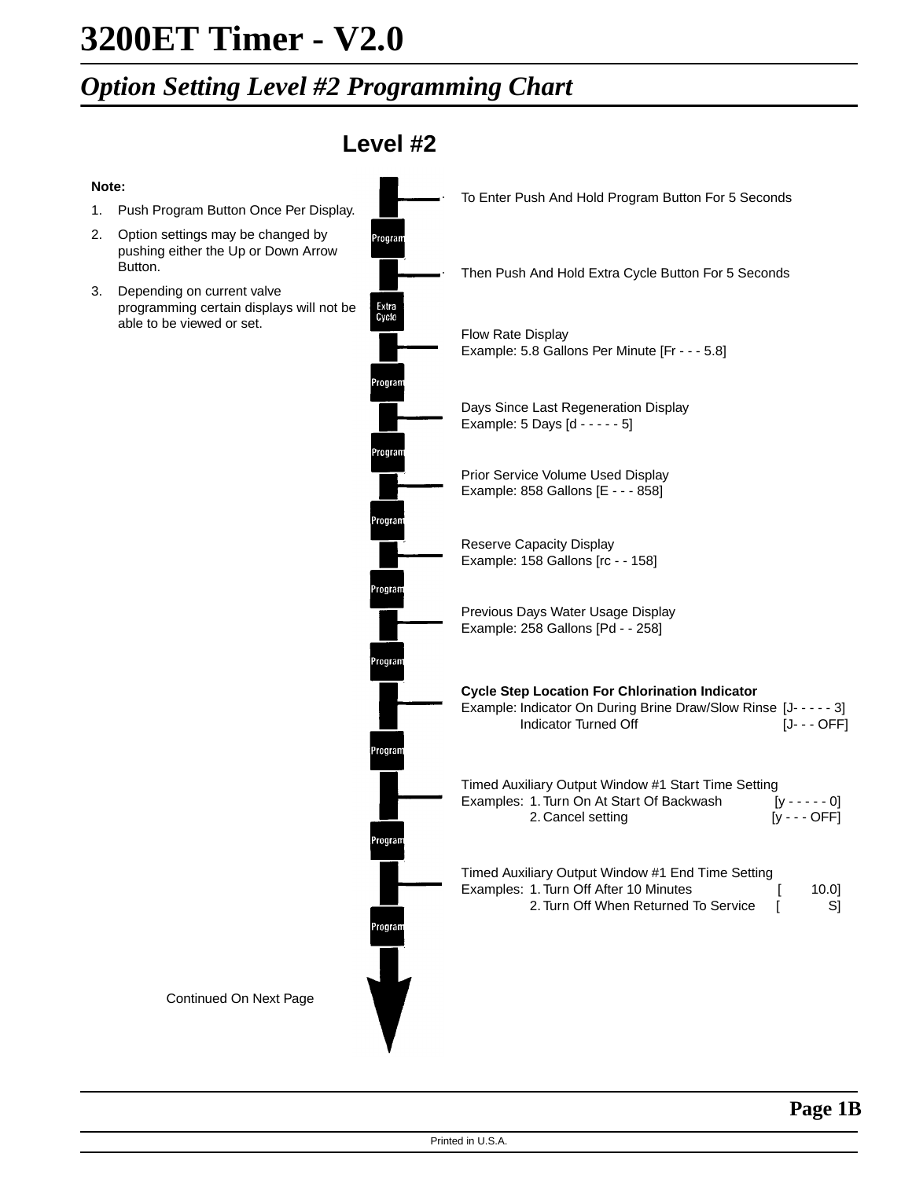# 3200ET Timer - V2.0

## *Option Setting Level #2 Programming Chart*

### Level #2

**Note:**

1. Push Program Button Once Per Display.
2. Option settings may be changed by pushing either the Up or Down Arrow Button.
3. Depending on current valve programming certain displays will not be able to be viewed or set.

To Enter Push And Hold Program Button For 5 Seconds

Program

Then Push And Hold Extra Cycle Button For 5 Seconds

Extra Cycle

Flow Rate Display
Example: 5.8 Gallons Per Minute [Fr - - - 5.8]

Program

Days Since Last Regeneration Display
Example: 5 Days [d - - - - - 5]

Program

Prior Service Volume Used Display
Example: 858 Gallons [E - - - 858]

Program

Reserve Capacity Display
Example: 158 Gallons [rc - - 158]

Program

Previous Days Water Usage Display
Example: 258 Gallons [Pd - - 258]

Program

**Cycle Step Location For Chlorination Indicator**
Example: Indicator On During Brine Draw/Slow Rinse [J- - - - - 3]
Indicator Turned Off [J- - - OFF]

Program

Timed Auxiliary Output Window #1 Start Time Setting
Examples: 1. Turn On At Start Of Backwash [y - - - - - 0]
2. Cancel setting [y - - - OFF]

Program

Timed Auxiliary Output Window #1 End Time Setting
Examples: 1. Turn Off After 10 Minutes [ 10.0]
2. Turn Off When Returned To Service [ S]

Program

Continued On Next Page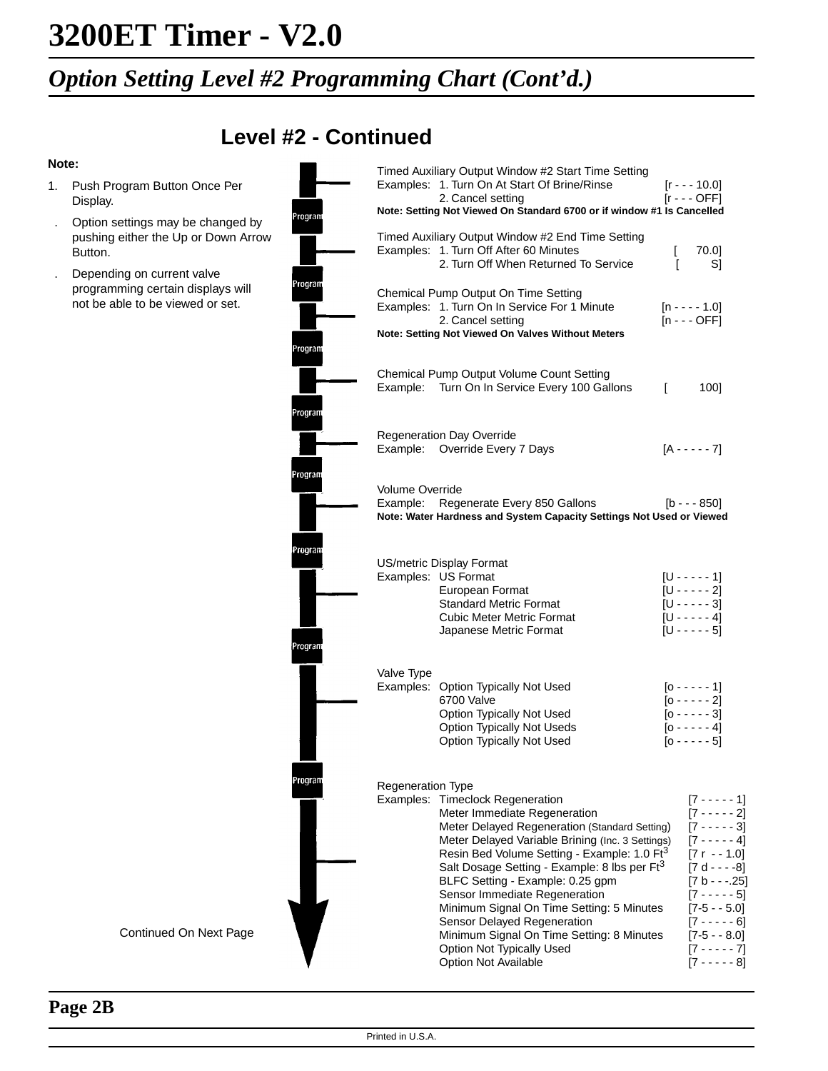# 3200ET Timer - V2.0

## *Option Setting Level #2 Programming Chart (Cont'd.)*

### Level #2 - Continued

**Note:**

1. Push Program Button Once Per Display.
2. Option settings may be changed by pushing either the Up or Down Arrow Button.
3. Depending on current valve programming certain displays will not be able to be viewed or set.

Program

**Timed Auxiliary Output Window #2 Start Time Setting**

| Examples: | | |
|---|---|---|
| | 1. Turn On At Start Of Brine/Rinse | [r - - - 10.0] |
| | 2. Cancel setting | [r - - - OFF] |

**Note: Setting Not Viewed On Standard 6700 or if window #1 Is Cancelled**

Program

**Timed Auxiliary Output Window #2 End Time Setting**

| Examples: | | |
|---|---|---|
| | 1. Turn Off After 60 Minutes | [ 70.0] |
| | 2. Turn Off When Returned To Service | [ S] |

Program

**Chemical Pump Output On Time Setting**

| Examples: | | |
|---|---|---|
| | 1. Turn On In Service For 1 Minute | [n - - - - 1.0] |
| | 2. Cancel setting | [n - - - OFF] |

**Note: Setting Not Viewed On Valves Without Meters**

Program

**Chemical Pump Output Volume Count Setting**

| Example: | | |
|---|---|---|
| | Turn On In Service Every 100 Gallons | [ 100] |

Program

**Regeneration Day Override**

| Example: | | |
|---|---|---|
| | Override Every 7 Days | [A - - - - - 7] |

Program

**Volume Override**

| Example: | | |
|---|---|---|
| | Regenerate Every 850 Gallons | [b - - - 850] |

**Note: Water Hardness and System Capacity Settings Not Used or Viewed**

Program

**US/metric Display Format**

| Examples: | | |
|---|---|---|
| | US Format | [U - - - - - 1] |
| | European Format | [U - - - - - 2] |
| | Standard Metric Format | [U - - - - - 3] |
| | Cubic Meter Metric Format | [U - - - - - 4] |
| | Japanese Metric Format | [U - - - - - 5] |

Program

**Valve Type**

| Examples: | | |
|---|---|---|
| | Option Typically Not Used | [o - - - - - 1] |
| | 6700 Valve | [o - - - - - 2] |
| | Option Typically Not Used | [o - - - - - 3] |
| | Option Typically Not Useds | [o - - - - - 4] |
| | Option Typically Not Used | [o - - - - - 5] |

Program

**Regeneration Type**

| Examples: | | |
|---|---|---|
| | Timeclock Regeneration | [7 - - - - - 1] |
| | Meter Immediate Regeneration | [7 - - - - - 2] |
| | Meter Delayed Regeneration (Standard Setting) | [7 - - - - - 3] |
| | Meter Delayed Variable Brining (Inc. 3 Settings) | [7 - - - - - 4] |
| | Resin Bed Volume Setting - Example: 1.0 $Ft^3$ | [7 r - - 1.0] |
| | Salt Dosage Setting - Example: 8 lbs per $Ft^3$ | [7 d - - - -8] |
| | BLFC Setting - Example: 0.25 gpm | [7 b - - -.25] |
| | Sensor Immediate Regeneration | [7 - - - - - 5] |
| | Minimum Signal On Time Setting: 5 Minutes | [7-5 - - 5.0] |
| | Sensor Delayed Regeneration | [7 - - - - - 6] |
| | Minimum Signal On Time Setting: 8 Minutes | [7-5 - - 8.0] |
| | Option Not Typically Used | [7 - - - - - 7] |
| | Option Not Available | [7 - - - - - 8] |

Continued On Next Page

Printed in U.S.A.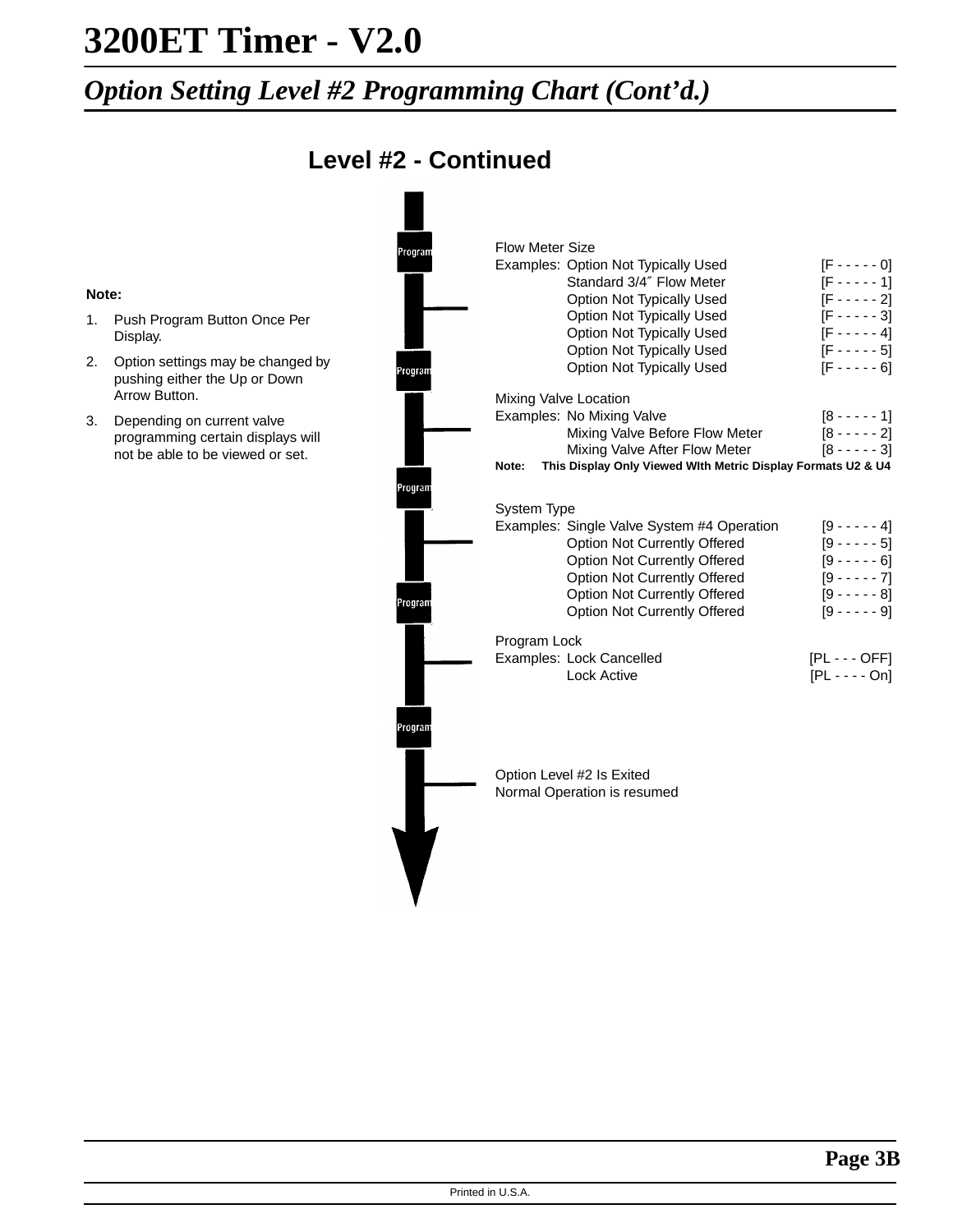# 3200ET Timer - V2.0

## *Option Setting Level #2 Programming Chart (Cont'd.)*

### Level #2 - Continued

**Note:**

1. Push Program Button Once Per Display.
2. Option settings may be changed by pushing either the Up or Down Arrow Button.
3. Depending on current valve programming certain displays will not be able to be viewed or set.

Program

Flow Meter Size

| Examples: | | |
|---|---|---|
| | Option Not Typically Used | [F - - - - - 0] |
| | Standard 3/4″ Flow Meter | [F - - - - - 1] |
| | Option Not Typically Used | [F - - - - - 2] |
| | Option Not Typically Used | [F - - - - - 3] |
| | Option Not Typically Used | [F - - - - - 4] |
| | Option Not Typically Used | [F - - - - - 5] |
| | Option Not Typically Used | [F - - - - - 6] |

Program

Mixing Valve Location

| Examples: | | |
|---|---|---|
| | No Mixing Valve | [8 - - - - - 1] |
| | Mixing Valve Before Flow Meter | [8 - - - - - 2] |
| | Mixing Valve After Flow Meter | [8 - - - - - 3] |

**Note: This Display Only Viewed WIth Metric Display Formats U2 & U4**

Program

System Type

| Examples: | | |
|---|---|---|
| | Single Valve System #4 Operation | [9 - - - - - 4] |
| | Option Not Currently Offered | [9 - - - - - 5] |
| | Option Not Currently Offered | [9 - - - - - 6] |
| | Option Not Currently Offered | [9 - - - - - 7] |
| | Option Not Currently Offered | [9 - - - - - 8] |
| | Option Not Currently Offered | [9 - - - - - 9] |

Program

Program Lock

| Examples: | | |
|---|---|---|
| | Lock Cancelled | [PL - - - OFF] |
| | Lock Active | [PL - - - - On] |

Program

Option Level #2 Is Exited
Normal Operation is resumed

Printed in U.S.A.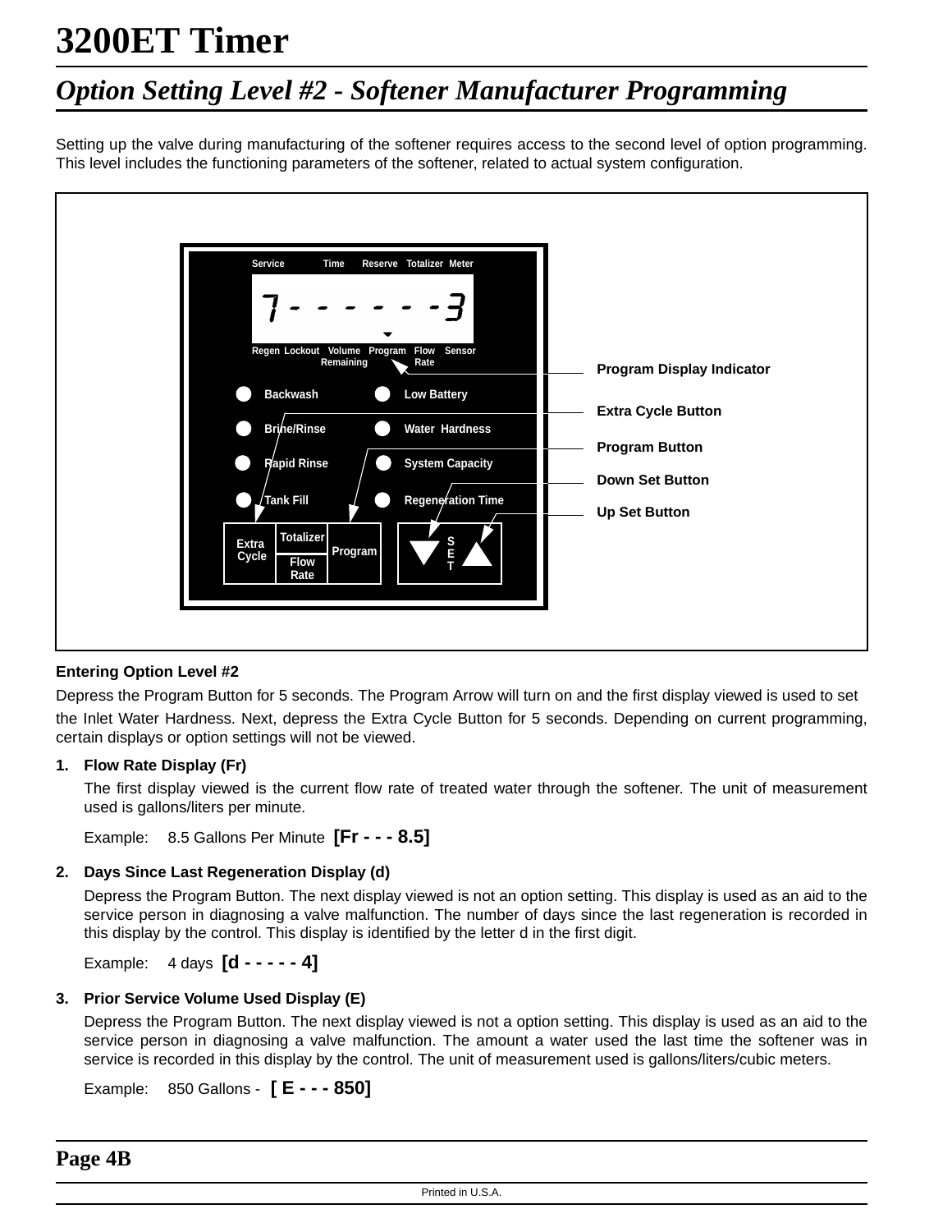# 3200ET Timer

## *Option Setting Level #2 - Softener Manufacturer Programming*

Setting up the valve during manufacturing of the softener requires access to the second level of option programming. This level includes the functioning parameters of the softener, related to actual system configuration.

Service Time Reserve Totalizer Meter

7- - - - - -3

Regen Lockout Volume Remaining Program Flow Rate Sensor

Backwash

Brine/Rinse

Rapid Rinse

Tank Fill

Low Battery

Water Hardness

System Capacity

Regeneration Time

Extra Cycle | Totalizer | Flow Rate | Program | S E T

Program Display Indicator

Extra Cycle Button

Program Button

Down Set Button

Up Set Button

**Entering Option Level #2**

Depress the Program Button for 5 seconds. The Program Arrow will turn on and the first display viewed is used to set the Inlet Water Hardness. Next, depress the Extra Cycle Button for 5 seconds. Depending on current programming, certain displays or option settings will not be viewed.

1. **Flow Rate Display (Fr)**

   The first display viewed is the current flow rate of treated water through the softener. The unit of measurement used is gallons/liters per minute.

   Example: 8.5 Gallons Per Minute **[Fr - - - 8.5]**

2. **Days Since Last Regeneration Display (d)**

   Depress the Program Button. The next display viewed is not an option setting. This display is used as an aid to the service person in diagnosing a valve malfunction. The number of days since the last regeneration is recorded in this display by the control. This display is identified by the letter d in the first digit.

   Example: 4 days **[d - - - - - 4]**

3. **Prior Service Volume Used Display (E)**

   Depress the Program Button. The next display viewed is not a option setting. This display is used as an aid to the service person in diagnosing a valve malfunction. The amount a water used the last time the softener was in service is recorded in this display by the control. The unit of measurement used is gallons/liters/cubic meters.

   Example: 850 Gallons - **[ E - - - 850]**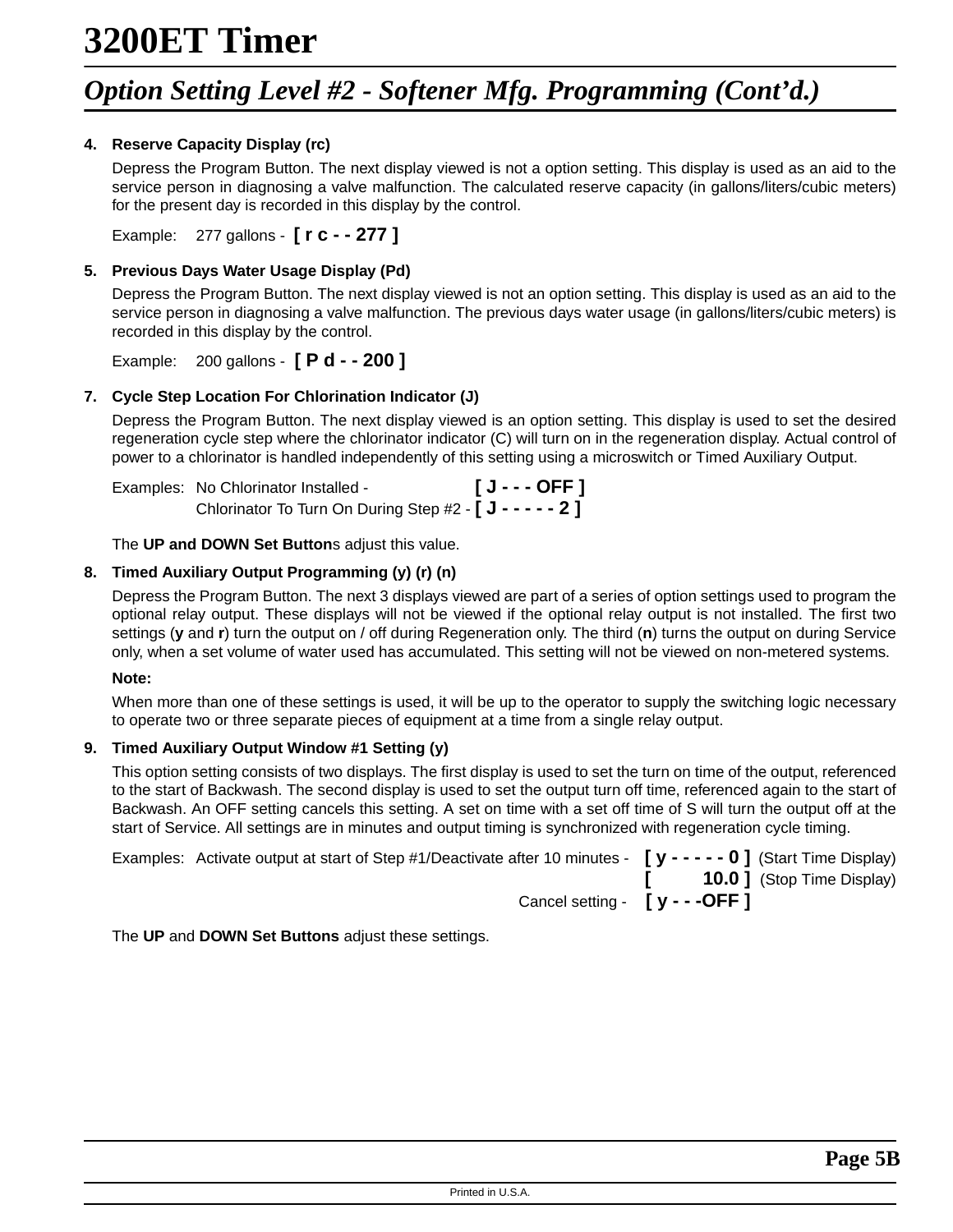# 3200ET Timer

## *Option Setting Level #2 - Softener Mfg. Programming (Cont'd.)*

**4. Reserve Capacity Display (rc)**

Depress the Program Button. The next display viewed is not a option setting. This display is used as an aid to the service person in diagnosing a valve malfunction. The calculated reserve capacity (in gallons/liters/cubic meters) for the present day is recorded in this display by the control.

Example: 277 gallons - **[ r c - - 277 ]**

**5. Previous Days Water Usage Display (Pd)**

Depress the Program Button. The next display viewed is not an option setting. This display is used as an aid to the service person in diagnosing a valve malfunction. The previous days water usage (in gallons/liters/cubic meters) is recorded in this display by the control.

Example: 200 gallons - **[ P d - - 200 ]**

**7. Cycle Step Location For Chlorination Indicator (J)**

Depress the Program Button. The next display viewed is an option setting. This display is used to set the desired regeneration cycle step where the chlorinator indicator (C) will turn on in the regeneration display. Actual control of power to a chlorinator is handled independently of this setting using a microswitch or Timed Auxiliary Output.

Examples: No Chlorinator Installed - **[ J - - - OFF ]**
Chlorinator To Turn On During Step #2 - **[ J - - - - - 2 ]**

The **UP and DOWN Set Button**s adjust this value.

**8. Timed Auxiliary Output Programming (y) (r) (n)**

Depress the Program Button. The next 3 displays viewed are part of a series of option settings used to program the optional relay output. These displays will not be viewed if the optional relay output is not installed. The first two settings (**y** and **r**) turn the output on / off during Regeneration only. The third (**n**) turns the output on during Service only, when a set volume of water used has accumulated. This setting will not be viewed on non-metered systems.

**Note:**

When more than one of these settings is used, it will be up to the operator to supply the switching logic necessary to operate two or three separate pieces of equipment at a time from a single relay output.

**9. Timed Auxiliary Output Window #1 Setting (y)**

This option setting consists of two displays. The first display is used to set the turn on time of the output, referenced to the start of Backwash. The second display is used to set the output turn off time, referenced again to the start of Backwash. An OFF setting cancels this setting. A set on time with a set off time of S will turn the output off at the start of Service. All settings are in minutes and output timing is synchronized with regeneration cycle timing.

Examples: Activate output at start of Step #1/Deactivate after 10 minutes - **[ y - - - - - 0 ]** (Start Time Display)
**[ 10.0 ]** (Stop Time Display)
Cancel setting - **[ y - - -OFF ]**

The **UP** and **DOWN Set Buttons** adjust these settings.

Printed in U.S.A.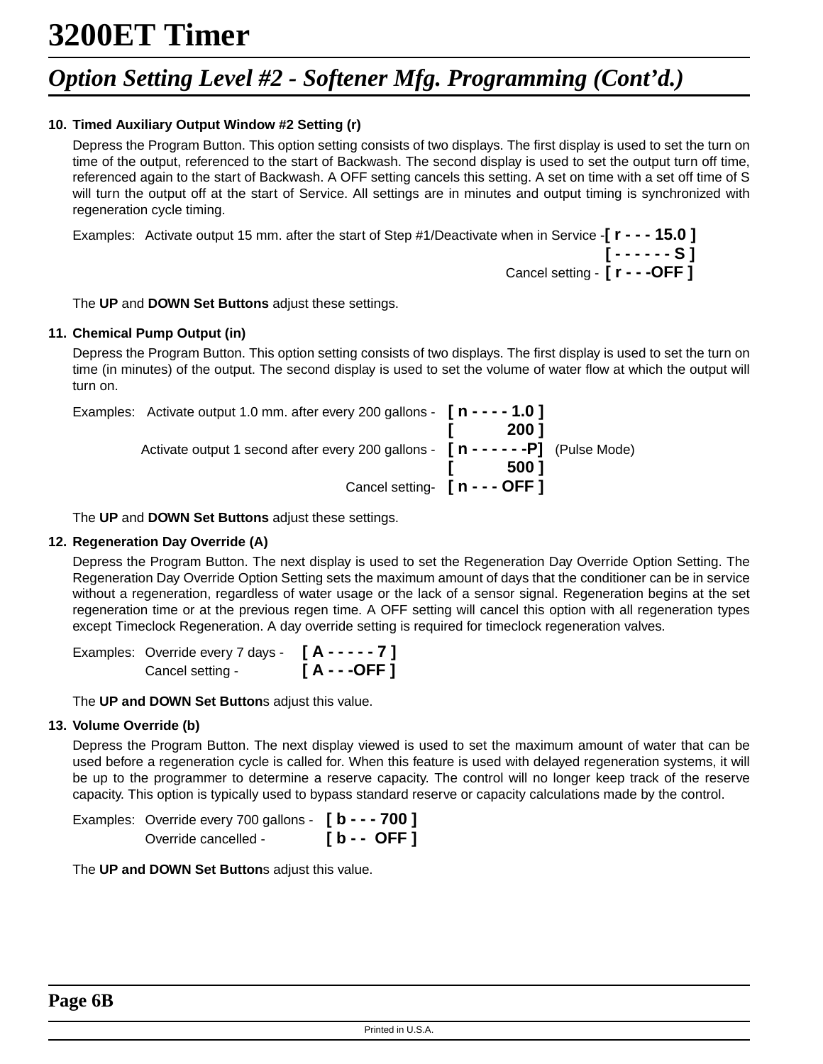# 3200ET Timer

## Option Setting Level #2 - Softener Mfg. Programming (Cont'd.)

**10. Timed Auxiliary Output Window #2 Setting (r)**

Depress the Program Button. This option setting consists of two displays. The first display is used to set the turn on time of the output, referenced to the start of Backwash. The second display is used to set the output turn off time, referenced again to the start of Backwash. A OFF setting cancels this setting. A set on time with a set off time of S will turn the output off at the start of Service. All settings are in minutes and output timing is synchronized with regeneration cycle timing.

Examples: Activate output 15 mm. after the start of Step #1/Deactivate when in Service - **[ r - - - 15.0 ]**
**[ - - - - - - S ]**
Cancel setting - **[ r - - -OFF ]**

The **UP** and **DOWN Set Buttons** adjust these settings.

**11. Chemical Pump Output (in)**

Depress the Program Button. This option setting consists of two displays. The first display is used to set the turn on time (in minutes) of the output. The second display is used to set the volume of water flow at which the output will turn on.

Examples: Activate output 1.0 mm. after every 200 gallons - **[ n - - - - 1.0 ]**
**[ 200 ]**
Activate output 1 second after every 200 gallons - **[ n - - - - - -P]** (Pulse Mode)
**[ 500 ]**
Cancel setting- **[ n - - - OFF ]**

The **UP** and **DOWN Set Buttons** adjust these settings.

**12. Regeneration Day Override (A)**

Depress the Program Button. The next display is used to set the Regeneration Day Override Option Setting. The Regeneration Day Override Option Setting sets the maximum amount of days that the conditioner can be in service without a regeneration, regardless of water usage or the lack of a sensor signal. Regeneration begins at the set regeneration time or at the previous regen time. A OFF setting will cancel this option with all regeneration types except Timeclock Regeneration. A day override setting is required for timeclock regeneration valves.

Examples: Override every 7 days - **[ A - - - - - 7 ]**
Cancel setting - **[ A - - -OFF ]**

The **UP and DOWN Set Button**s adjust this value.

**13. Volume Override (b)**

Depress the Program Button. The next display viewed is used to set the maximum amount of water that can be used before a regeneration cycle is called for. When this feature is used with delayed regeneration systems, it will be up to the programmer to determine a reserve capacity. The control will no longer keep track of the reserve capacity. This option is typically used to bypass standard reserve or capacity calculations made by the control.

Examples: Override every 700 gallons - **[ b - - - 700 ]**
Override cancelled - **[ b - - OFF ]**

The **UP and DOWN Set Button**s adjust this value.

Printed in U.S.A.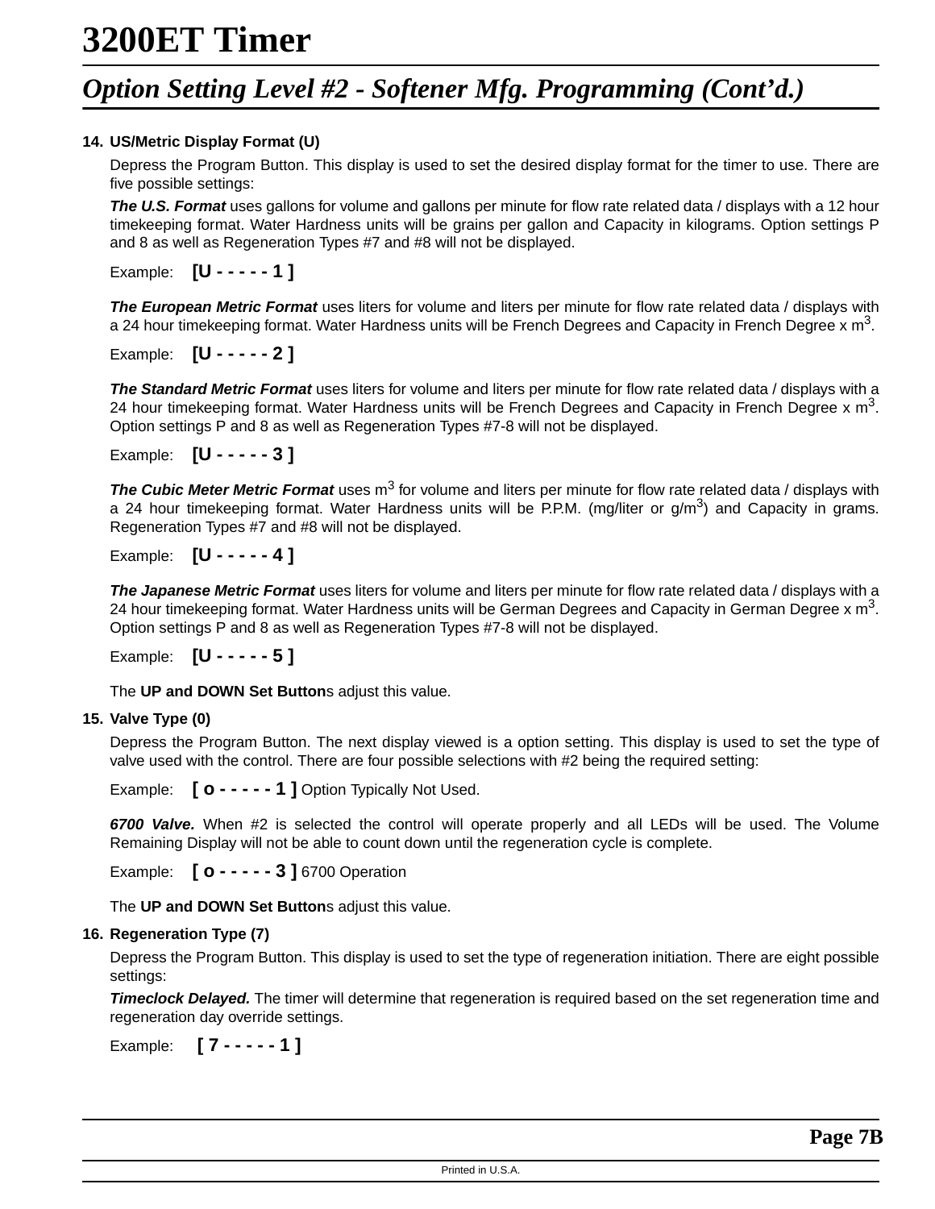# 3200ET Timer

## Option Setting Level #2 - Softener Mfg. Programming (Cont'd.)

**14. US/Metric Display Format (U)**

Depress the Program Button. This display is used to set the desired display format for the timer to use. There are five possible settings:

***The U.S. Format*** uses gallons for volume and gallons per minute for flow rate related data / displays with a 12 hour timekeeping format. Water Hardness units will be grains per gallon and Capacity in kilograms. Option settings P and 8 as well as Regeneration Types #7 and #8 will not be displayed.

Example: **[U - - - - - 1 ]**

***The European Metric Format*** uses liters for volume and liters per minute for flow rate related data / displays with a 24 hour timekeeping format. Water Hardness units will be French Degrees and Capacity in French Degree x $m^3$.

Example: **[U - - - - - 2 ]**

***The Standard Metric Format*** uses liters for volume and liters per minute for flow rate related data / displays with a 24 hour timekeeping format. Water Hardness units will be French Degrees and Capacity in French Degree x $m^3$. Option settings P and 8 as well as Regeneration Types #7-8 will not be displayed.

Example: **[U - - - - - 3 ]**

***The Cubic Meter Metric Format*** uses $m^3$ for volume and liters per minute for flow rate related data / displays with a 24 hour timekeeping format. Water Hardness units will be P.P.M. (mg/liter or g/$m^3$) and Capacity in grams. Regeneration Types #7 and #8 will not be displayed.

Example: **[U - - - - - 4 ]**

***The Japanese Metric Format*** uses liters for volume and liters per minute for flow rate related data / displays with a 24 hour timekeeping format. Water Hardness units will be German Degrees and Capacity in German Degree x $m^3$. Option settings P and 8 as well as Regeneration Types #7-8 will not be displayed.

Example: **[U - - - - - 5 ]**

The **UP and DOWN Set Button**s adjust this value.

**15. Valve Type (0)**

Depress the Program Button. The next display viewed is a option setting. This display is used to set the type of valve used with the control. There are four possible selections with #2 being the required setting:

Example: **[ o - - - - - 1 ]** Option Typically Not Used.

***6700 Valve.*** When #2 is selected the control will operate properly and all LEDs will be used. The Volume Remaining Display will not be able to count down until the regeneration cycle is complete.

Example: **[ o - - - - - 3 ]** 6700 Operation

The **UP and DOWN Set Button**s adjust this value.

**16. Regeneration Type (7)**

Depress the Program Button. This display is used to set the type of regeneration initiation. There are eight possible settings:

***Timeclock Delayed.*** The timer will determine that regeneration is required based on the set regeneration time and regeneration day override settings.

Example: **[ 7 - - - - - 1 ]**

Printed in U.S.A.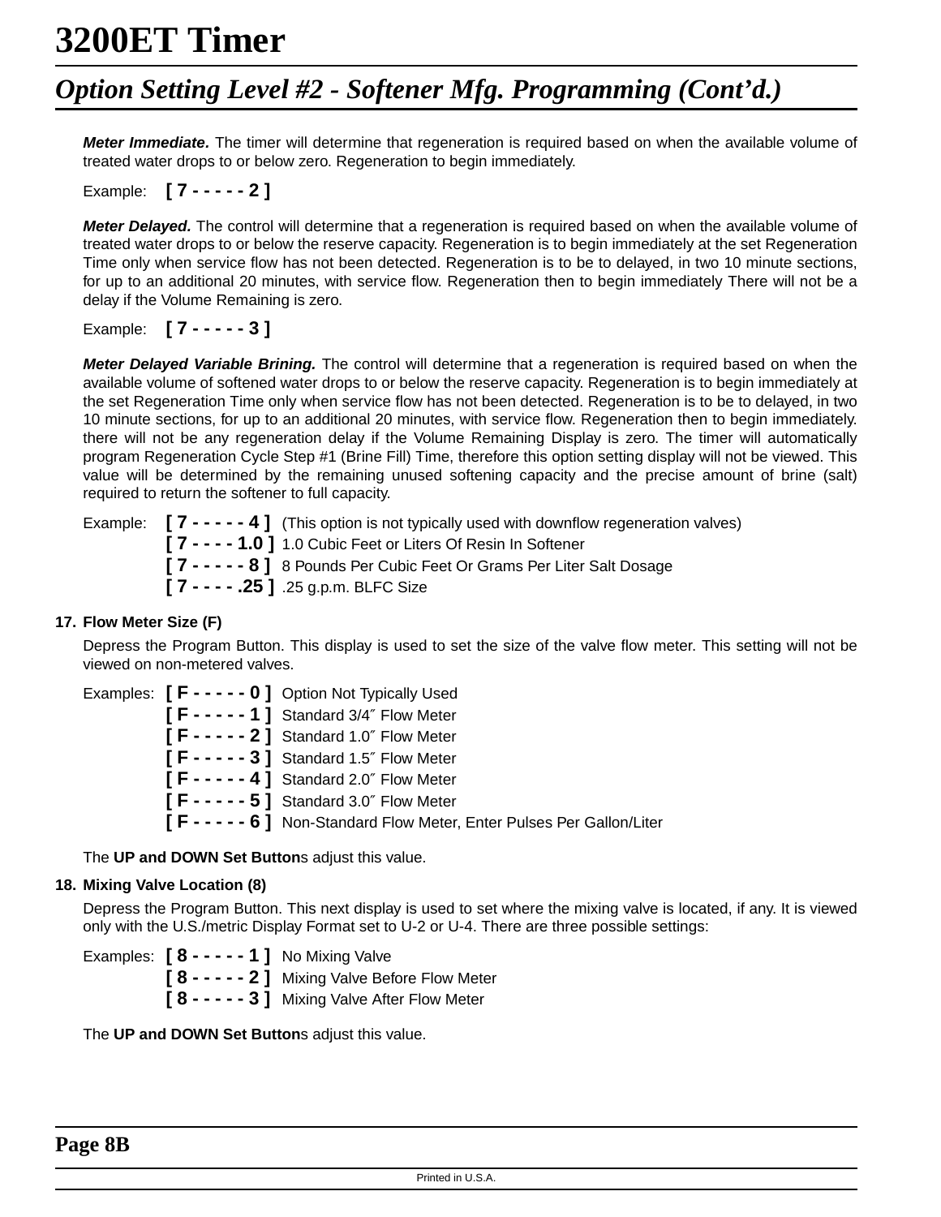# 3200ET Timer

## Option Setting Level #2 - Softener Mfg. Programming (Cont'd.)

***Meter Immediate.*** The timer will determine that regeneration is required based on when the available volume of treated water drops to or below zero. Regeneration to begin immediately.

Example: **[ 7 - - - - - 2 ]**

***Meter Delayed.*** The control will determine that a regeneration is required based on when the available volume of treated water drops to or below the reserve capacity. Regeneration is to begin immediately at the set Regeneration Time only when service flow has not been detected. Regeneration is to be to delayed, in two 10 minute sections, for up to an additional 20 minutes, with service flow. Regeneration then to begin immediately There will not be a delay if the Volume Remaining is zero.

Example: **[ 7 - - - - - 3 ]**

***Meter Delayed Variable Brining.*** The control will determine that a regeneration is required based on when the available volume of softened water drops to or below the reserve capacity. Regeneration is to begin immediately at the set Regeneration Time only when service flow has not been detected. Regeneration is to be to delayed, in two 10 minute sections, for up to an additional 20 minutes, with service flow. Regeneration then to begin immediately. there will not be any regeneration delay if the Volume Remaining Display is zero. The timer will automatically program Regeneration Cycle Step #1 (Brine Fill) Time, therefore this option setting display will not be viewed. This value will be determined by the remaining unused softening capacity and the precise amount of brine (salt) required to return the softener to full capacity.

Example:
- **[ 7 - - - - - 4 ]** (This option is not typically used with downflow regeneration valves)
- **[ 7 - - - - 1.0 ]** 1.0 Cubic Feet or Liters Of Resin In Softener
- **[ 7 - - - - - 8 ]** 8 Pounds Per Cubic Feet Or Grams Per Liter Salt Dosage
- **[ 7 - - - - .25 ]** .25 g.p.m. BLFC Size

**17. Flow Meter Size (F)**

Depress the Program Button. This display is used to set the size of the valve flow meter. This setting will not be viewed on non-metered valves.

Examples:
- **[ F - - - - - 0 ]** Option Not Typically Used
- **[ F - - - - - 1 ]** Standard 3/4″ Flow Meter
- **[ F - - - - - 2 ]** Standard 1.0″ Flow Meter
- **[ F - - - - - 3 ]** Standard 1.5″ Flow Meter
- **[ F - - - - - 4 ]** Standard 2.0″ Flow Meter
- **[ F - - - - - 5 ]** Standard 3.0″ Flow Meter
- **[ F - - - - - 6 ]** Non-Standard Flow Meter, Enter Pulses Per Gallon/Liter

The **UP and DOWN Set Button**s adjust this value.

**18. Mixing Valve Location (8)**

Depress the Program Button. This next display is used to set where the mixing valve is located, if any. It is viewed only with the U.S./metric Display Format set to U-2 or U-4. There are three possible settings:

Examples:
- **[ 8 - - - - - 1 ]** No Mixing Valve
- **[ 8 - - - - - 2 ]** Mixing Valve Before Flow Meter
- **[ 8 - - - - - 3 ]** Mixing Valve After Flow Meter

The **UP and DOWN Set Button**s adjust this value.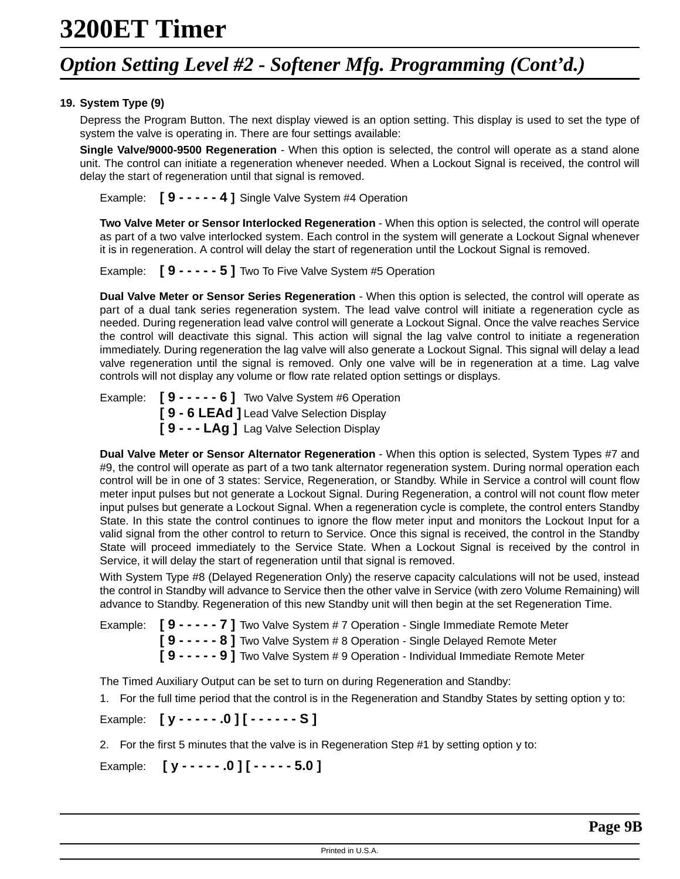# 3200ET Timer

## Option Setting Level #2 - Softener Mfg. Programming (Cont'd.)

**19. System Type (9)**

Depress the Program Button. The next display viewed is an option setting. This display is used to set the type of system the valve is operating in. There are four settings available:

**Single Valve/9000-9500 Regeneration** - When this option is selected, the control will operate as a stand alone unit. The control can initiate a regeneration whenever needed. When a Lockout Signal is received, the control will delay the start of regeneration until that signal is removed.

Example: **[ 9 - - - - - 4 ]** Single Valve System #4 Operation

**Two Valve Meter or Sensor Interlocked Regeneration** - When this option is selected, the control will operate as part of a two valve interlocked system. Each control in the system will generate a Lockout Signal whenever it is in regeneration. A control will delay the start of regeneration until the Lockout Signal is removed.

Example: **[ 9 - - - - - 5 ]** Two To Five Valve System #5 Operation

**Dual Valve Meter or Sensor Series Regeneration** - When this option is selected, the control will operate as part of a dual tank series regeneration system. The lead valve control will initiate a regeneration cycle as needed. During regeneration lead valve control will generate a Lockout Signal. Once the valve reaches Service the control will deactivate this signal. This action will signal the lag valve control to initiate a regeneration immediately. During regeneration the lag valve will also generate a Lockout Signal. This signal will delay a lead valve regeneration until the signal is removed. Only one valve will be in regeneration at a time. Lag valve controls will not display any volume or flow rate related option settings or displays.

Example: **[ 9 - - - - - 6 ]** Two Valve System #6 Operation
**[ 9 - 6 LEAd ]** Lead Valve Selection Display
**[ 9 - - - LAg ]** Lag Valve Selection Display

**Dual Valve Meter or Sensor Alternator Regeneration** - When this option is selected, System Types #7 and #9, the control will operate as part of a two tank alternator regeneration system. During normal operation each control will be in one of 3 states: Service, Regeneration, or Standby. While in Service a control will count flow meter input pulses but not generate a Lockout Signal. During Regeneration, a control will not count flow meter input pulses but generate a Lockout Signal. When a regeneration cycle is complete, the control enters Standby State. In this state the control continues to ignore the flow meter input and monitors the Lockout Input for a valid signal from the other control to return to Service. Once this signal is received, the control in the Standby State will proceed immediately to the Service State. When a Lockout Signal is received by the control in Service, it will delay the start of regeneration until that signal is removed.

With System Type #8 (Delayed Regeneration Only) the reserve capacity calculations will not be used, instead the control in Standby will advance to Service then the other valve in Service (with zero Volume Remaining) will advance to Standby. Regeneration of this new Standby unit will then begin at the set Regeneration Time.

Example: **[ 9 - - - - - 7 ]** Two Valve System # 7 Operation - Single Immediate Remote Meter
**[ 9 - - - - - 8 ]** Two Valve System # 8 Operation - Single Delayed Remote Meter
**[ 9 - - - - - 9 ]** Two Valve System # 9 Operation - Individual Immediate Remote Meter

The Timed Auxiliary Output can be set to turn on during Regeneration and Standby:

1. For the full time period that the control is in the Regeneration and Standby States by setting option y to:

Example: **[ y - - - - - .0 ] [ - - - - - - S ]**

2. For the first 5 minutes that the valve is in Regeneration Step #1 by setting option y to:

Example: **[ y - - - - - .0 ] [ - - - - - 5.0 ]**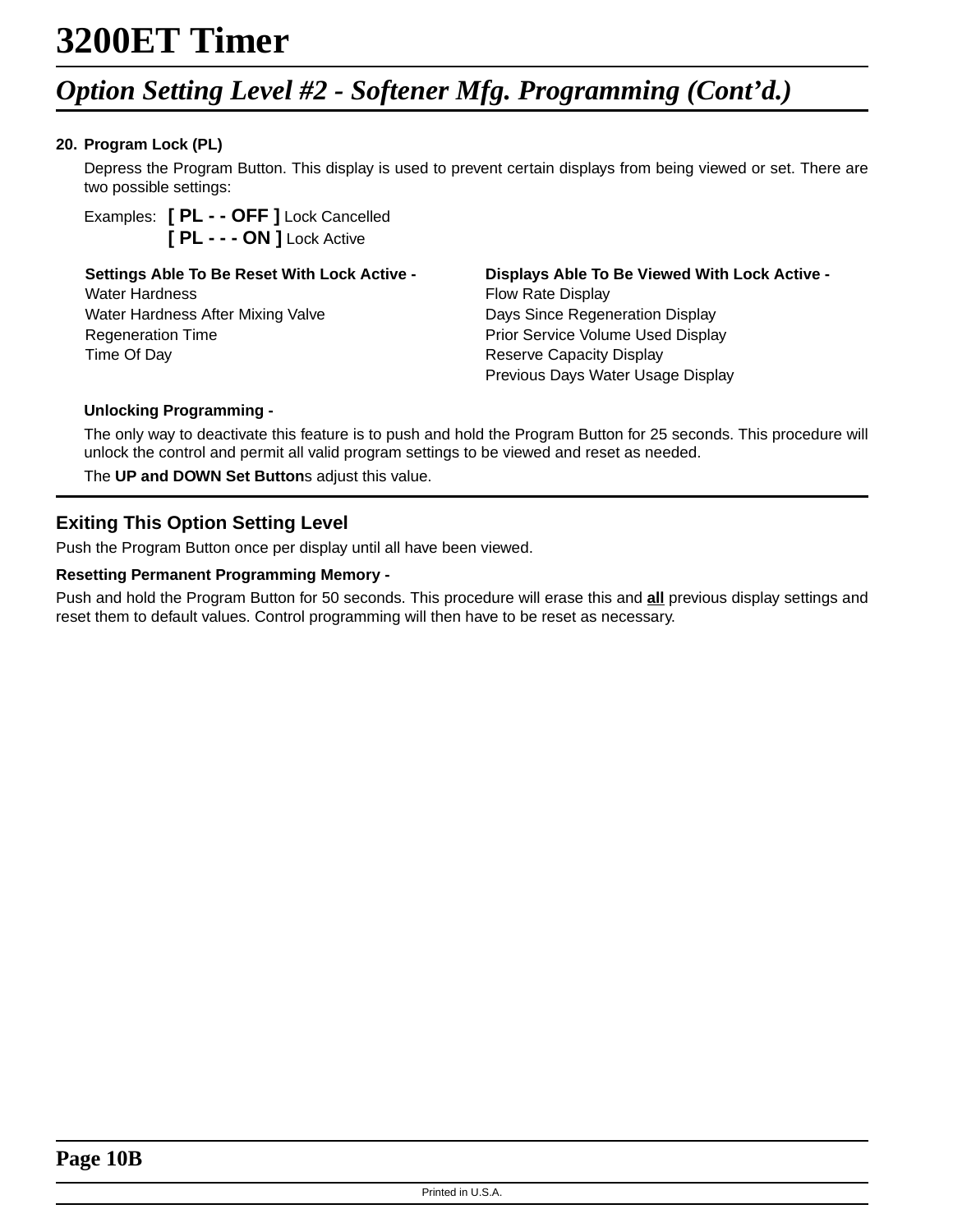# 3200ET Timer

## Option Setting Level #2 - Softener Mfg. Programming (Cont'd.)

**20. Program Lock (PL)**

Depress the Program Button. This display is used to prevent certain displays from being viewed or set. There are two possible settings:

Examples: **[ PL - - OFF ]** Lock Cancelled
**[ PL - - - ON ]** Lock Active

**Settings Able To Be Reset With Lock Active -**
Water Hardness
Water Hardness After Mixing Valve
Regeneration Time
Time Of Day

**Displays Able To Be Viewed With Lock Active -**
Flow Rate Display
Days Since Regeneration Display
Prior Service Volume Used Display
Reserve Capacity Display
Previous Days Water Usage Display

**Unlocking Programming -**

The only way to deactivate this feature is to push and hold the Program Button for 25 seconds. This procedure will unlock the control and permit all valid program settings to be viewed and reset as needed.

The **UP and DOWN Set Button**s adjust this value.

### Exiting This Option Setting Level

Push the Program Button once per display until all have been viewed.

**Resetting Permanent Programming Memory -**

Push and hold the Program Button for 50 seconds. This procedure will erase this and **all** previous display settings and reset them to default values. Control programming will then have to be reset as necessary.